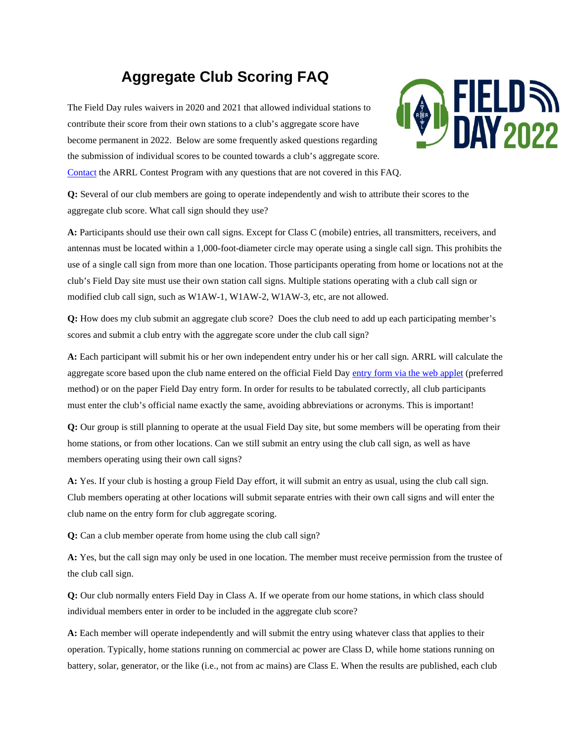# Aggregate Club Scoring FAQ

The Field Day rules waivers in 2020 and 2021 that allowed individual stations to contribute their score from their own stations to a club's aggregate score have become permanent in 2022. Below are some frequently asked questions regarding the submission of individual scores to be counted towards a club's aggregate score. Contact the ARRL Contest Program with any questions that are not covered in this FAQ.

**Q:** Several of our club members are going to operate independently and wish to attribute their scores to the aggregate club score. What call sign should they use?

**A:** Participants should use their own call signs. Except for Class C (mobile) entries, all transmitters, receivers, and antennas must be located within a 1,000-foot-diameter circle may operate using a single call sign. This prohibits the use of a single call sign from more than one location. Those participants operating from home or locations not at the club's Field Day site must use their own station call signs. Multiple stations operating with a club call sign or modified club call sign, such as W1AW-1, W1AW-2, W1AW-3, etc, are not allowed.

**Q:** How does my club submit an aggregate club score? Does the club need to add up each participating member's scores and submit a club entry with the aggregate score under the club call sign?

**A:** Each participant will submit his or her own independent entry under his or her call sign. ARRL will calculate the aggregate score based upon the club name entered on the official Field Day entry form via the web applet (preferred method) or on the paper Field Day entry form. In order for results to be tabulated correctly, all club participants must enter the club's official name exactly the same, avoiding abbreviations or acronyms. This is important!

**Q:** Our group is still planning to operate at the usual Field Day site, but some members will be operating from their home stations, or from other locations. Can we still submit an entry using the club call sign, as well as have members operating using their own call signs?

**A:** Yes. If your club is hosting a group Field Day effort, it will submit an entry as usual, using the club call sign. Club members operating at other locations will submit separate entries with their own call signs and will enter the club name on the entry form for club aggregate scoring.

**Q:** Can a club member operate from home using the club call sign?

**A:** Yes, but the call sign may only be used in one location. The member must receive permission from the trustee of the club call sign.

**Q:** Our club normally enters Field Day in Class A. If we operate from our home stations, in which class should individual members enter in order to be included in the aggregate club score?

**A:** Each member will operate independently and will submit the entry using whatever class that applies to their operation. Typically, home stations running on commercial ac power are Class D, while home stations running on battery, solar, generator, or the like (i.e., not from ac mains) are Class E. When the results are published, each club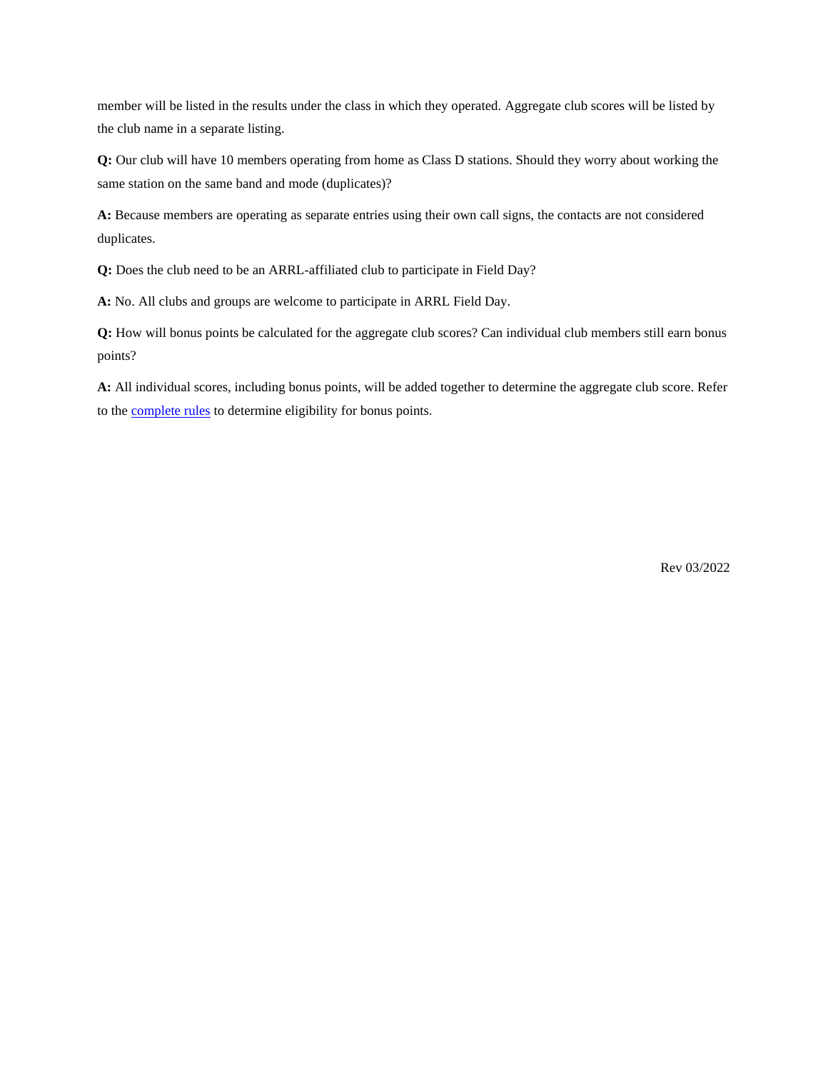member will be listed in the results under the class in which they operated. Aggregate club scores will be listed by the club name in a separate listing.

**Q:** Our club will have 10 members operating from home as Class D stations. Should they worry about working the same station on the same band and mode (duplicates)?

**A:** Because members are operating as separate entries using their own call signs, the contacts are not considered duplicates.

**Q:** Does the club need to be an ARRL-affiliated club to participate in Field Day?

**A:** No. All clubs and groups are welcome to participate in ARRL Field Day.

**Q:** How will bonus points be calculated for the aggregate club scores? Can individual club members still earn bonus points?

**A:** All individual scores, including bonus points, will be added together to determine the aggregate club score. Refer to the complete rules to determine eligibility for bonus points.

Rev 03/2022